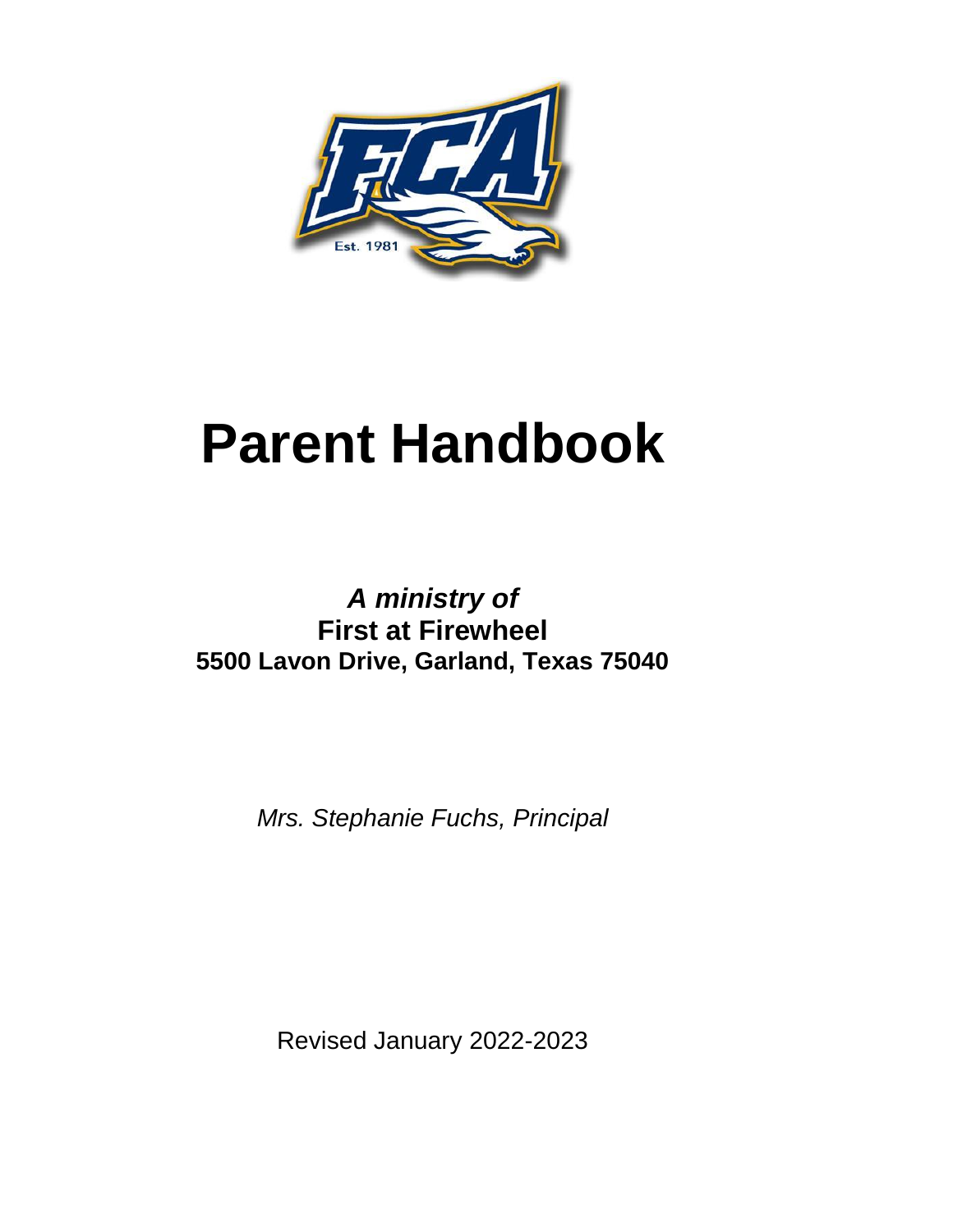# Parent Handbook

***A ministry of***
**First at Firewheel**
**5500 Lavon Drive, Garland, Texas 75040**

*Mrs. Stephanie Fuchs, Principal*

Revised January 2022-2023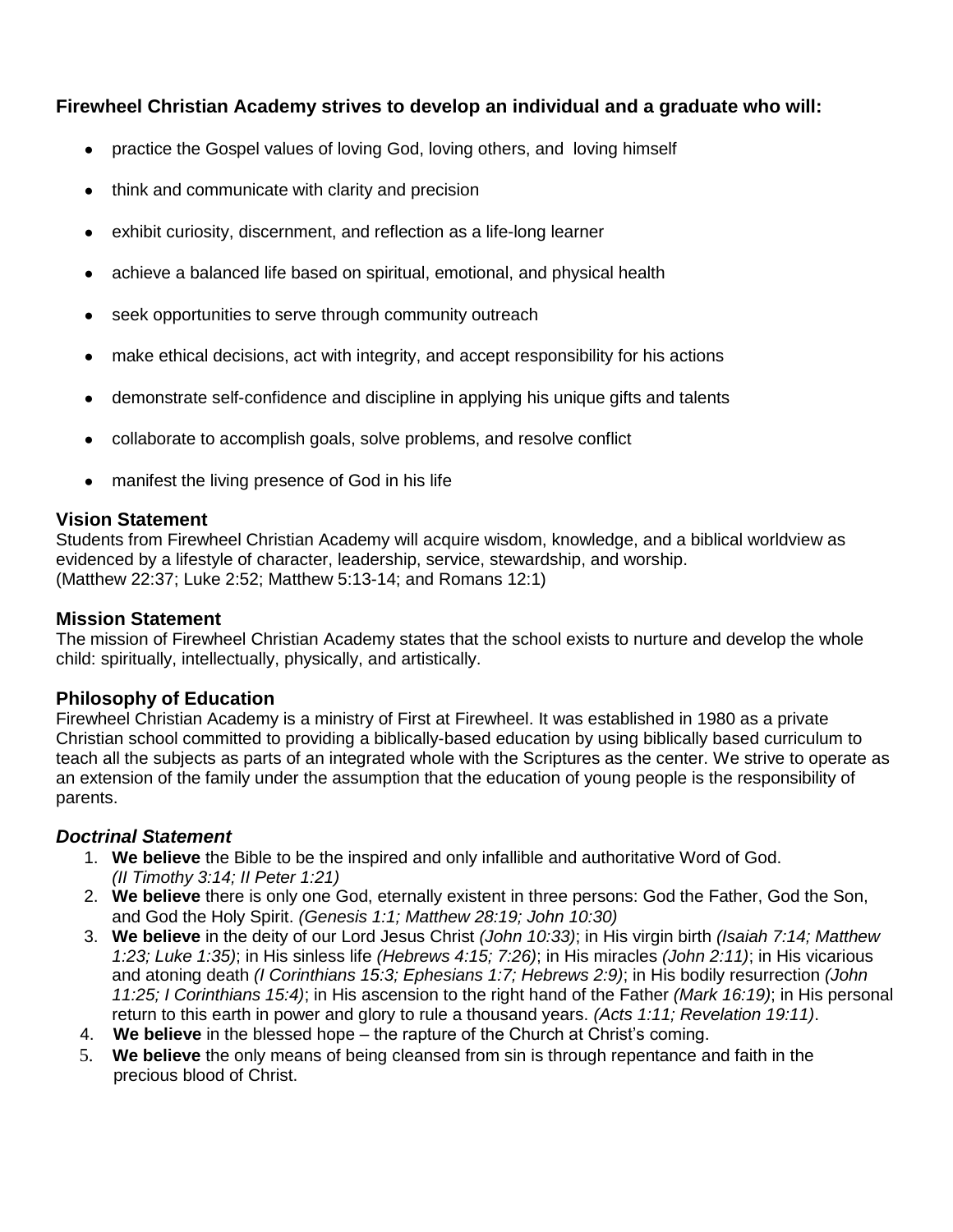**Firewheel Christian Academy strives to develop an individual and a graduate who will:**

- practice the Gospel values of loving God, loving others, and loving himself
- think and communicate with clarity and precision
- exhibit curiosity, discernment, and reflection as a life-long learner
- achieve a balanced life based on spiritual, emotional, and physical health
- seek opportunities to serve through community outreach
- make ethical decisions, act with integrity, and accept responsibility for his actions
- demonstrate self-confidence and discipline in applying his unique gifts and talents
- collaborate to accomplish goals, solve problems, and resolve conflict
- manifest the living presence of God in his life

### Vision Statement

Students from Firewheel Christian Academy will acquire wisdom, knowledge, and a biblical worldview as evidenced by a lifestyle of character, leadership, service, stewardship, and worship.
(Matthew 22:37; Luke 2:52; Matthew 5:13-14; and Romans 12:1)

### Mission Statement

The mission of Firewheel Christian Academy states that the school exists to nurture and develop the whole child: spiritually, intellectually, physically, and artistically.

### Philosophy of Education

Firewheel Christian Academy is a ministry of First at Firewheel. It was established in 1980 as a private Christian school committed to providing a biblically-based education by using biblically based curriculum to teach all the subjects as parts of an integrated whole with the Scriptures as the center. We strive to operate as an extension of the family under the assumption that the education of young people is the responsibility of parents.

### *Doctrinal Statement*

1. **We believe** the Bible to be the inspired and only infallible and authoritative Word of God. *(II Timothy 3:14; II Peter 1:21)*
2. **We believe** there is only one God, eternally existent in three persons: God the Father, God the Son, and God the Holy Spirit. *(Genesis 1:1; Matthew 28:19; John 10:30)*
3. **We believe** in the deity of our Lord Jesus Christ *(John 10:33)*; in His virgin birth *(Isaiah 7:14; Matthew 1:23; Luke 1:35)*; in His sinless life *(Hebrews 4:15; 7:26)*; in His miracles *(John 2:11)*; in His vicarious and atoning death *(I Corinthians 15:3; Ephesians 1:7; Hebrews 2:9)*; in His bodily resurrection *(John 11:25; I Corinthians 15:4)*; in His ascension to the right hand of the Father *(Mark 16:19)*; in His personal return to this earth in power and glory to rule a thousand years. *(Acts 1:11; Revelation 19:11)*.
4. **We believe** in the blessed hope – the rapture of the Church at Christ's coming.
5. **We believe** the only means of being cleansed from sin is through repentance and faith in the precious blood of Christ.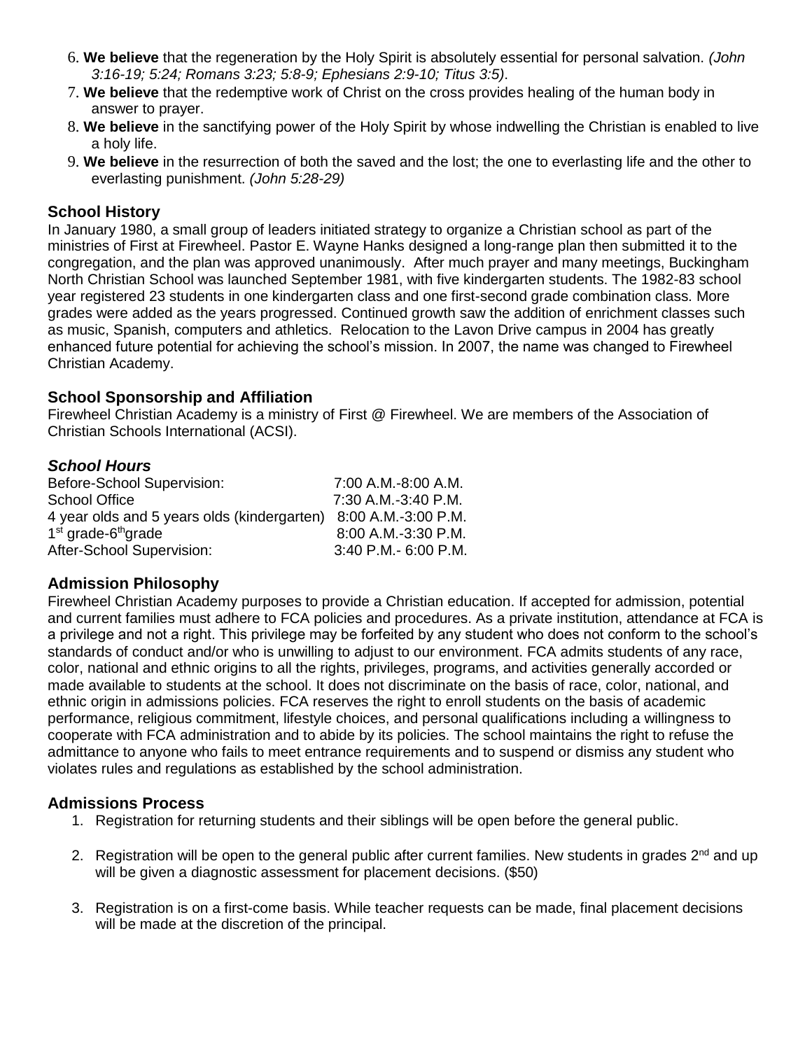6. **We believe** that the regeneration by the Holy Spirit is absolutely essential for personal salvation. *(John 3:16-19; 5:24; Romans 3:23; 5:8-9; Ephesians 2:9-10; Titus 3:5)*.
7. **We believe** that the redemptive work of Christ on the cross provides healing of the human body in answer to prayer.
8. **We believe** in the sanctifying power of the Holy Spirit by whose indwelling the Christian is enabled to live a holy life.
9. **We believe** in the resurrection of both the saved and the lost; the one to everlasting life and the other to everlasting punishment. *(John 5:28-29)*

## School History

In January 1980, a small group of leaders initiated strategy to organize a Christian school as part of the ministries of First at Firewheel. Pastor E. Wayne Hanks designed a long-range plan then submitted it to the congregation, and the plan was approved unanimously. After much prayer and many meetings, Buckingham North Christian School was launched September 1981, with five kindergarten students. The 1982-83 school year registered 23 students in one kindergarten class and one first-second grade combination class. More grades were added as the years progressed. Continued growth saw the addition of enrichment classes such as music, Spanish, computers and athletics. Relocation to the Lavon Drive campus in 2004 has greatly enhanced future potential for achieving the school's mission. In 2007, the name was changed to Firewheel Christian Academy.

## School Sponsorship and Affiliation

Firewheel Christian Academy is a ministry of First @ Firewheel. We are members of the Association of Christian Schools International (ACSI).

## *School Hours*

| | |
|---|---|
| Before-School Supervision: | 7:00 A.M.-8:00 A.M. |
| School Office | 7:30 A.M.-3:40 P.M. |
| 4 year olds and 5 years olds (kindergarten) | 8:00 A.M.-3:00 P.M. |
| 1st grade-6th grade | 8:00 A.M.-3:30 P.M. |
| After-School Supervision: | 3:40 P.M.- 6:00 P.M. |

## Admission Philosophy

Firewheel Christian Academy purposes to provide a Christian education. If accepted for admission, potential and current families must adhere to FCA policies and procedures. As a private institution, attendance at FCA is a privilege and not a right. This privilege may be forfeited by any student who does not conform to the school's standards of conduct and/or who is unwilling to adjust to our environment. FCA admits students of any race, color, national and ethnic origins to all the rights, privileges, programs, and activities generally accorded or made available to students at the school. It does not discriminate on the basis of race, color, national, and ethnic origin in admissions policies. FCA reserves the right to enroll students on the basis of academic performance, religious commitment, lifestyle choices, and personal qualifications including a willingness to cooperate with FCA administration and to abide by its policies. The school maintains the right to refuse the admittance to anyone who fails to meet entrance requirements and to suspend or dismiss any student who violates rules and regulations as established by the school administration.

## Admissions Process

1. Registration for returning students and their siblings will be open before the general public.

2. Registration will be open to the general public after current families. New students in grades 2nd and up will be given a diagnostic assessment for placement decisions. ($50)

3. Registration is on a first-come basis. While teacher requests can be made, final placement decisions will be made at the discretion of the principal.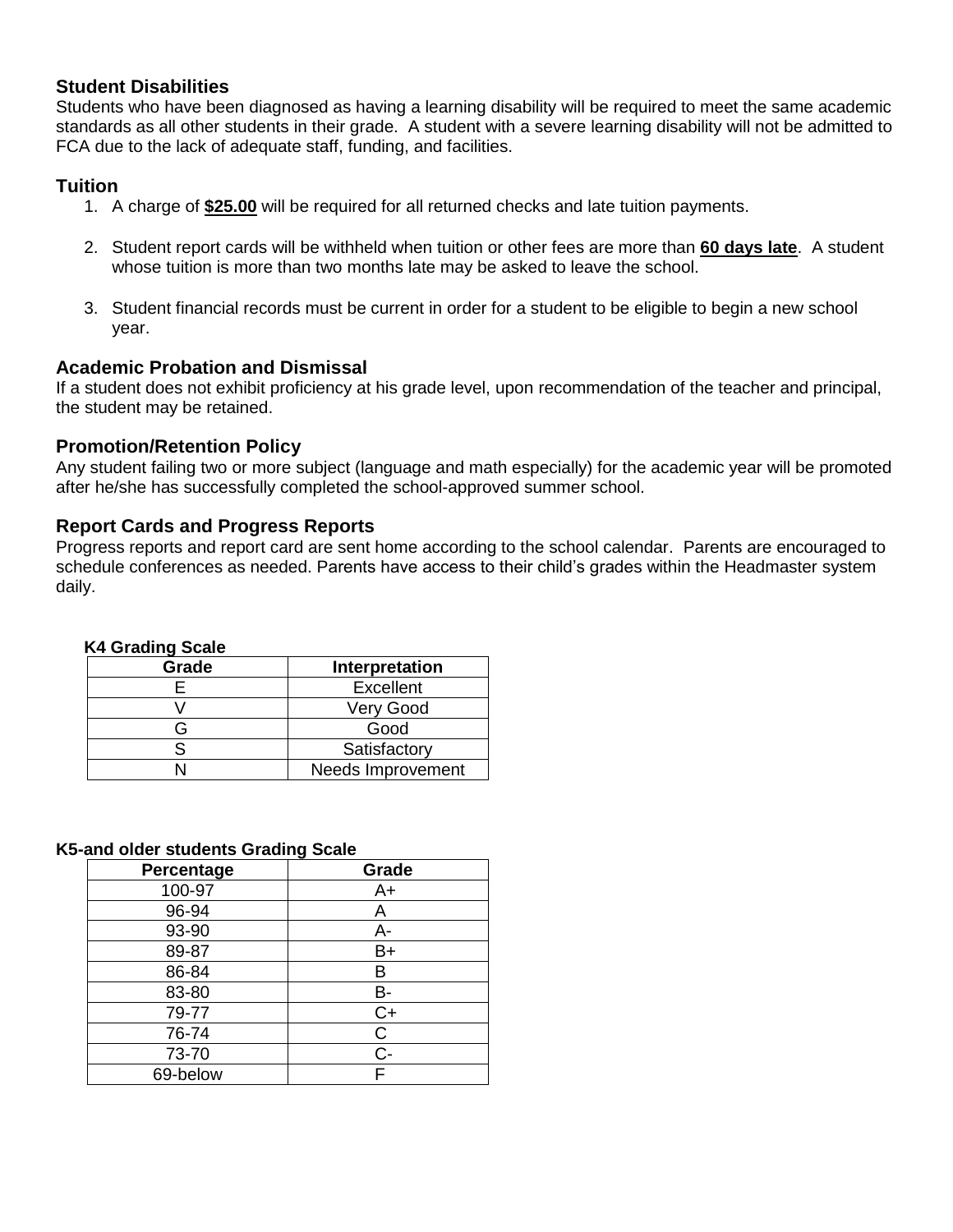## Student Disabilities

Students who have been diagnosed as having a learning disability will be required to meet the same academic standards as all other students in their grade. A student with a severe learning disability will not be admitted to FCA due to the lack of adequate staff, funding, and facilities.

## Tuition

1. A charge of **$25.00** will be required for all returned checks and late tuition payments.
2. Student report cards will be withheld when tuition or other fees are more than **60 days late**. A student whose tuition is more than two months late may be asked to leave the school.
3. Student financial records must be current in order for a student to be eligible to begin a new school year.

## Academic Probation and Dismissal

If a student does not exhibit proficiency at his grade level, upon recommendation of the teacher and principal, the student may be retained.

## Promotion/Retention Policy

Any student failing two or more subject (language and math especially) for the academic year will be promoted after he/she has successfully completed the school-approved summer school.

## Report Cards and Progress Reports

Progress reports and report card are sent home according to the school calendar. Parents are encouraged to schedule conferences as needed. Parents have access to their child's grades within the Headmaster system daily.

**K4 Grading Scale**

| Grade | Interpretation |
|---|---|
| E | Excellent |
| V | Very Good |
| G | Good |
| S | Satisfactory |
| N | Needs Improvement |

**K5-and older students Grading Scale**

| Percentage | Grade |
|---|---|
| 100-97 | A+ |
| 96-94 | A |
| 93-90 | A- |
| 89-87 | B+ |
| 86-84 | B |
| 83-80 | B- |
| 79-77 | C+ |
| 76-74 | C |
| 73-70 | C- |
| 69-below | F |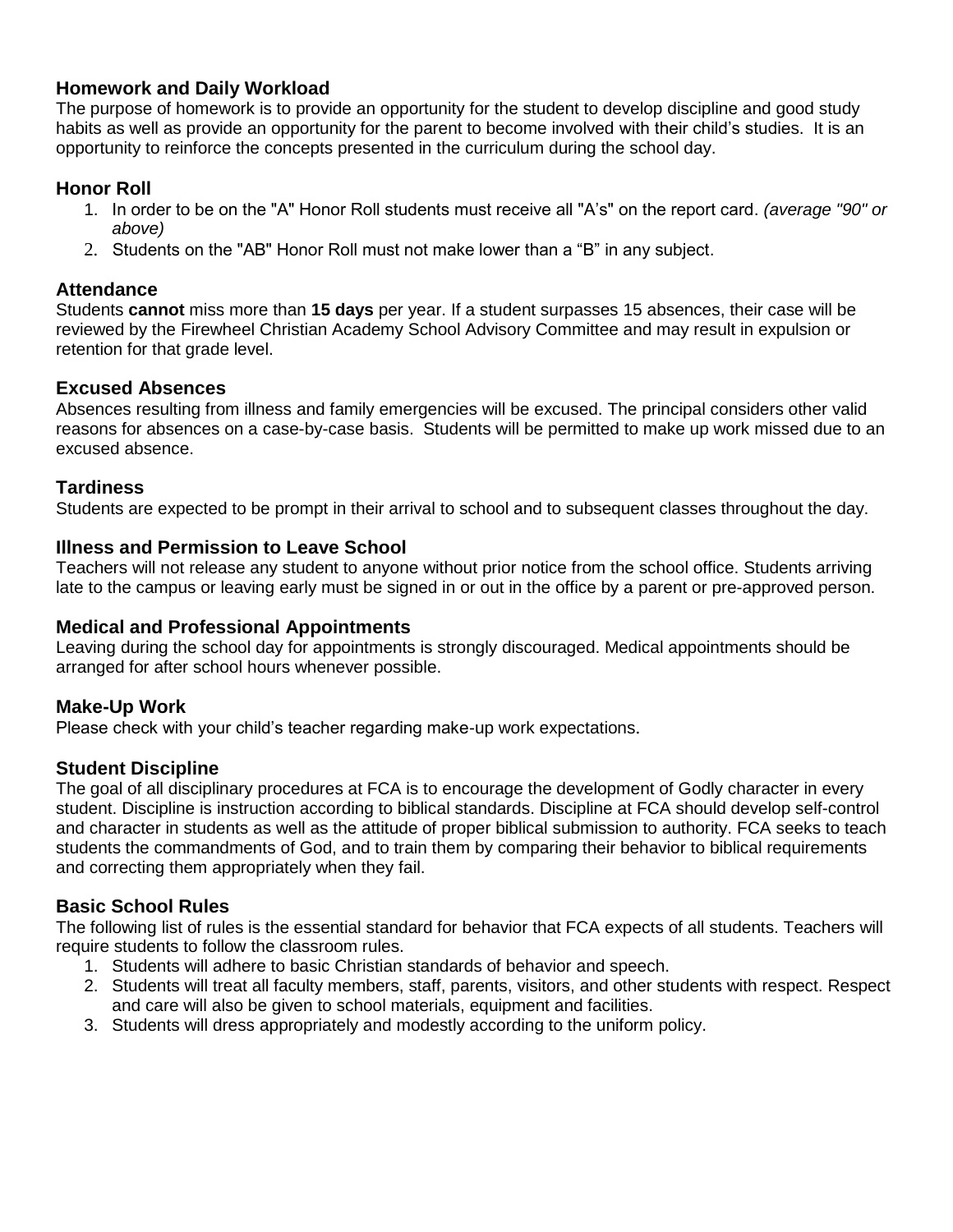## Homework and Daily Workload

The purpose of homework is to provide an opportunity for the student to develop discipline and good study habits as well as provide an opportunity for the parent to become involved with their child's studies. It is an opportunity to reinforce the concepts presented in the curriculum during the school day.

## Honor Roll

1. In order to be on the "A" Honor Roll students must receive all "A's" on the report card. *(average "90" or above)*
2. Students on the "AB" Honor Roll must not make lower than a "B" in any subject.

## Attendance

Students **cannot** miss more than **15 days** per year. If a student surpasses 15 absences, their case will be reviewed by the Firewheel Christian Academy School Advisory Committee and may result in expulsion or retention for that grade level.

## Excused Absences

Absences resulting from illness and family emergencies will be excused. The principal considers other valid reasons for absences on a case-by-case basis. Students will be permitted to make up work missed due to an excused absence.

## Tardiness

Students are expected to be prompt in their arrival to school and to subsequent classes throughout the day.

## Illness and Permission to Leave School

Teachers will not release any student to anyone without prior notice from the school office. Students arriving late to the campus or leaving early must be signed in or out in the office by a parent or pre-approved person.

## Medical and Professional Appointments

Leaving during the school day for appointments is strongly discouraged. Medical appointments should be arranged for after school hours whenever possible.

## Make-Up Work

Please check with your child's teacher regarding make-up work expectations.

## Student Discipline

The goal of all disciplinary procedures at FCA is to encourage the development of Godly character in every student. Discipline is instruction according to biblical standards. Discipline at FCA should develop self-control and character in students as well as the attitude of proper biblical submission to authority. FCA seeks to teach students the commandments of God, and to train them by comparing their behavior to biblical requirements and correcting them appropriately when they fail.

## Basic School Rules

The following list of rules is the essential standard for behavior that FCA expects of all students. Teachers will require students to follow the classroom rules.

1. Students will adhere to basic Christian standards of behavior and speech.
2. Students will treat all faculty members, staff, parents, visitors, and other students with respect. Respect and care will also be given to school materials, equipment and facilities.
3. Students will dress appropriately and modestly according to the uniform policy.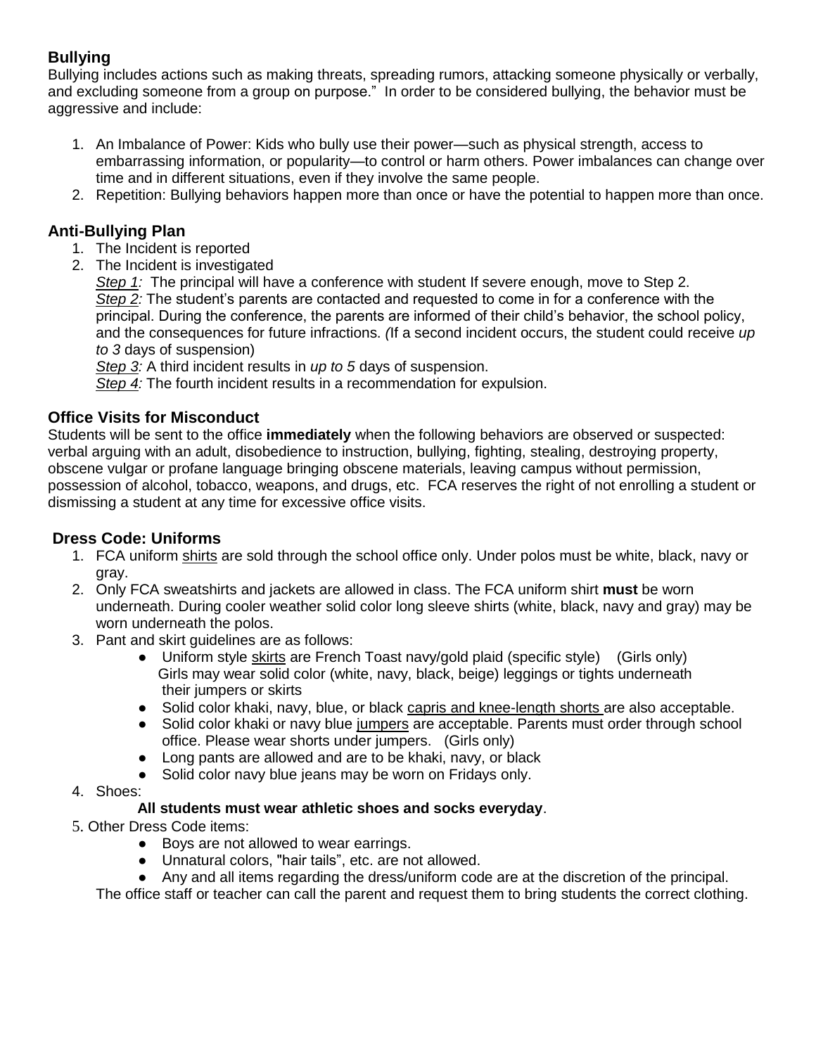### Bullying

Bullying includes actions such as making threats, spreading rumors, attacking someone physically or verbally, and excluding someone from a group on purpose." In order to be considered bullying, the behavior must be aggressive and include:

1. An Imbalance of Power: Kids who bully use their power—such as physical strength, access to embarrassing information, or popularity—to control or harm others. Power imbalances can change over time and in different situations, even if they involve the same people.
2. Repetition: Bullying behaviors happen more than once or have the potential to happen more than once.

### Anti-Bullying Plan

1. The Incident is reported
2. The Incident is investigated

   <u>*Step 1:*</u> The principal will have a conference with student If severe enough, move to Step 2.
   <u>*Step 2:*</u> The student's parents are contacted and requested to come in for a conference with the principal. During the conference, the parents are informed of their child's behavior, the school policy, and the consequences for future infractions. *(*If a second incident occurs, the student could receive *up to 3* days of suspension)
   <u>*Step 3:*</u> A third incident results in *up to 5* days of suspension.
   <u>*Step 4:*</u> The fourth incident results in a recommendation for expulsion.

### Office Visits for Misconduct

Students will be sent to the office **immediately** when the following behaviors are observed or suspected: verbal arguing with an adult, disobedience to instruction, bullying, fighting, stealing, destroying property, obscene vulgar or profane language bringing obscene materials, leaving campus without permission, possession of alcohol, tobacco, weapons, and drugs, etc. FCA reserves the right of not enrolling a student or dismissing a student at any time for excessive office visits.

### Dress Code: Uniforms

1. FCA uniform <u>shirts</u> are sold through the school office only. Under polos must be white, black, navy or gray.
2. Only FCA sweatshirts and jackets are allowed in class. The FCA uniform shirt **must** be worn underneath. During cooler weather solid color long sleeve shirts (white, black, navy and gray) may be worn underneath the polos.
3. Pant and skirt guidelines are as follows:
   - Uniform style <u>skirts</u> are French Toast navy/gold plaid (specific style) (Girls only) Girls may wear solid color (white, navy, black, beige) leggings or tights underneath their jumpers or skirts
   - Solid color khaki, navy, blue, or black <u>capris and knee-length shorts</u> are also acceptable.
   - Solid color khaki or navy blue <u>jumpers</u> are acceptable. Parents must order through school office. Please wear shorts under jumpers. (Girls only)
   - Long pants are allowed and are to be khaki, navy, or black
   - Solid color navy blue jeans may be worn on Fridays only.
4. Shoes:

   **All students must wear athletic shoes and socks everyday**.
5. Other Dress Code items:
   - Boys are not allowed to wear earrings.
   - Unnatural colors, "hair tails", etc. are not allowed.
   - Any and all items regarding the dress/uniform code are at the discretion of the principal.

   The office staff or teacher can call the parent and request them to bring students the correct clothing.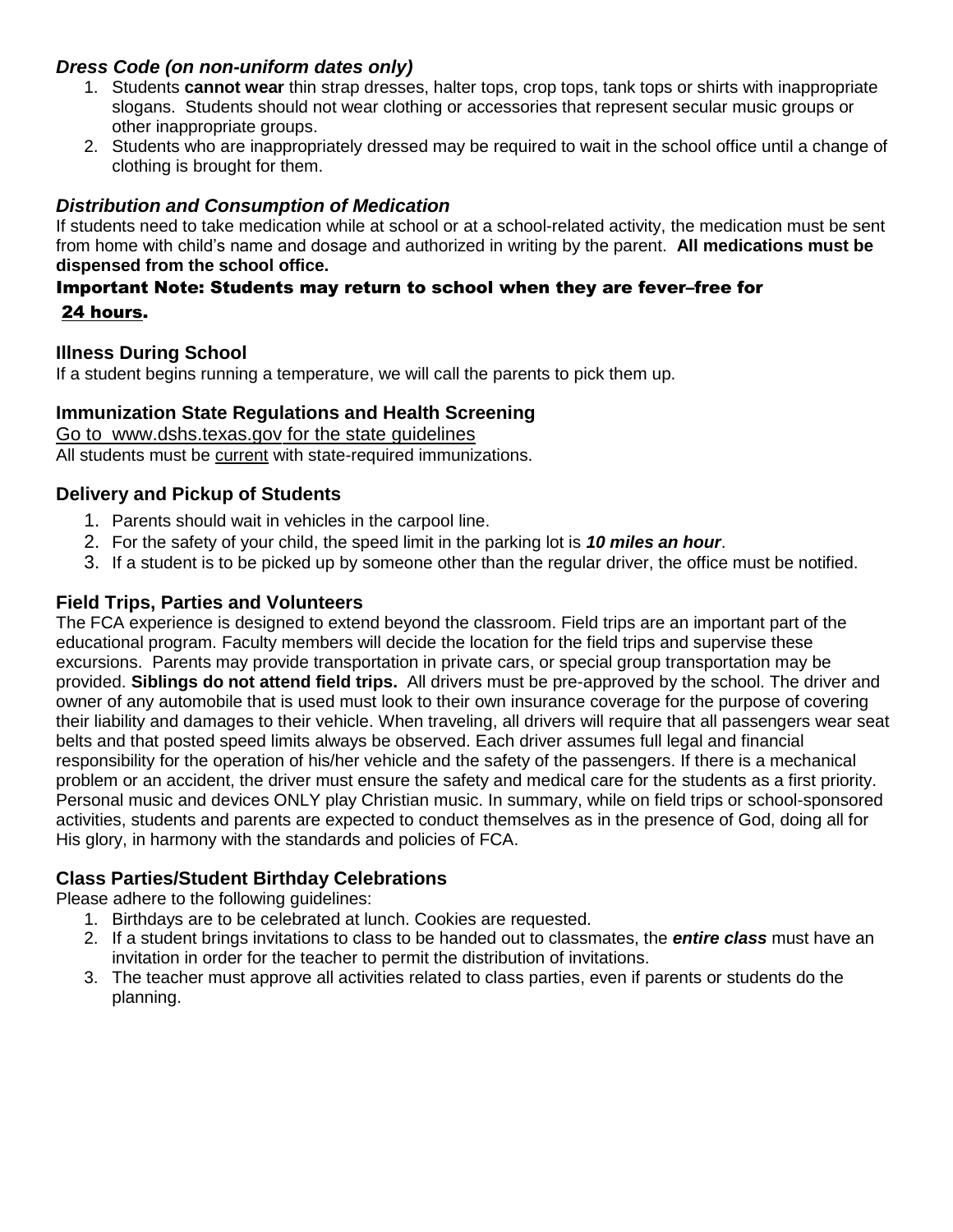### *Dress Code (on non-uniform dates only)*

1. Students **cannot wear** thin strap dresses, halter tops, crop tops, tank tops or shirts with inappropriate slogans. Students should not wear clothing or accessories that represent secular music groups or other inappropriate groups.
2. Students who are inappropriately dressed may be required to wait in the school office until a change of clothing is brought for them.

### *Distribution and Consumption of Medication*

If students need to take medication while at school or at a school-related activity, the medication must be sent from home with child's name and dosage and authorized in writing by the parent. **All medications must be dispensed from the school office.**

**Important Note: Students may return to school when they are fever–free for 24 hours.**

### Illness During School

If a student begins running a temperature, we will call the parents to pick them up.

### Immunization State Regulations and Health Screening

Go to www.dshs.texas.gov for the state guidelines

All students must be current with state-required immunizations.

### Delivery and Pickup of Students

1. Parents should wait in vehicles in the carpool line.
2. For the safety of your child, the speed limit in the parking lot is ***10 miles an hour***.
3. If a student is to be picked up by someone other than the regular driver, the office must be notified.

### Field Trips, Parties and Volunteers

The FCA experience is designed to extend beyond the classroom. Field trips are an important part of the educational program. Faculty members will decide the location for the field trips and supervise these excursions. Parents may provide transportation in private cars, or special group transportation may be provided. **Siblings do not attend field trips.** All drivers must be pre-approved by the school. The driver and owner of any automobile that is used must look to their own insurance coverage for the purpose of covering their liability and damages to their vehicle. When traveling, all drivers will require that all passengers wear seat belts and that posted speed limits always be observed. Each driver assumes full legal and financial responsibility for the operation of his/her vehicle and the safety of the passengers. If there is a mechanical problem or an accident, the driver must ensure the safety and medical care for the students as a first priority. Personal music and devices ONLY play Christian music. In summary, while on field trips or school-sponsored activities, students and parents are expected to conduct themselves as in the presence of God, doing all for His glory, in harmony with the standards and policies of FCA.

### Class Parties/Student Birthday Celebrations

Please adhere to the following guidelines:

1. Birthdays are to be celebrated at lunch. Cookies are requested.
2. If a student brings invitations to class to be handed out to classmates, the ***entire class*** must have an invitation in order for the teacher to permit the distribution of invitations.
3. The teacher must approve all activities related to class parties, even if parents or students do the planning.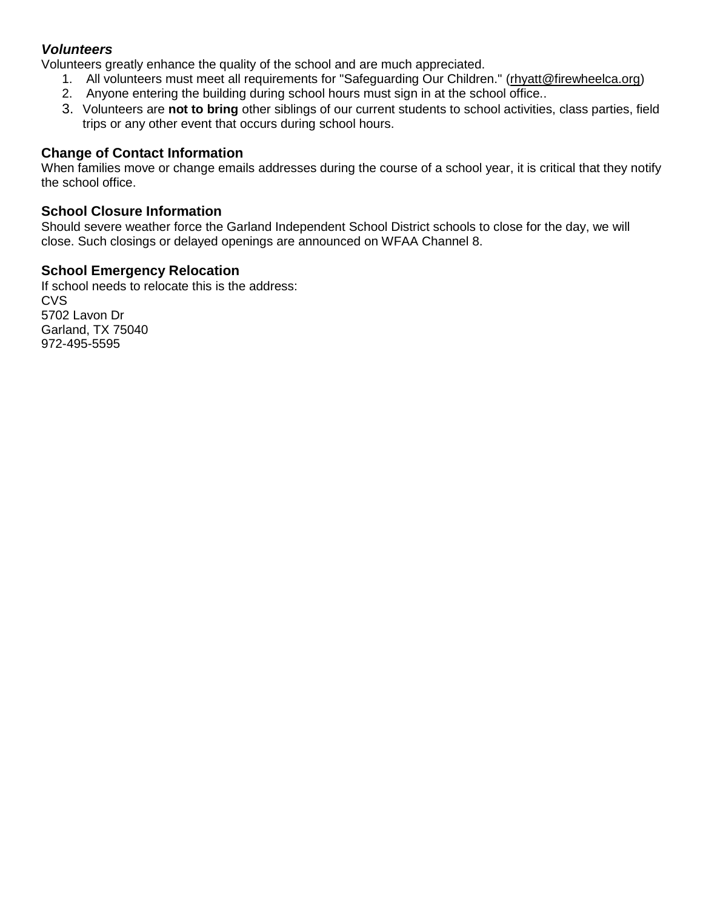### ***Volunteers***

Volunteers greatly enhance the quality of the school and are much appreciated.

1. All volunteers must meet all requirements for "Safeguarding Our Children." (rhyatt@firewheelca.org)
2. Anyone entering the building during school hours must sign in at the school office..
3. Volunteers are **not to bring** other siblings of our current students to school activities, class parties, field trips or any other event that occurs during school hours.

### **Change of Contact Information**

When families move or change emails addresses during the course of a school year, it is critical that they notify the school office.

### **School Closure Information**

Should severe weather force the Garland Independent School District schools to close for the day, we will close. Such closings or delayed openings are announced on WFAA Channel 8.

### **School Emergency Relocation**

If school needs to relocate this is the address:
CVS
5702 Lavon Dr
Garland, TX 75040
972-495-5595